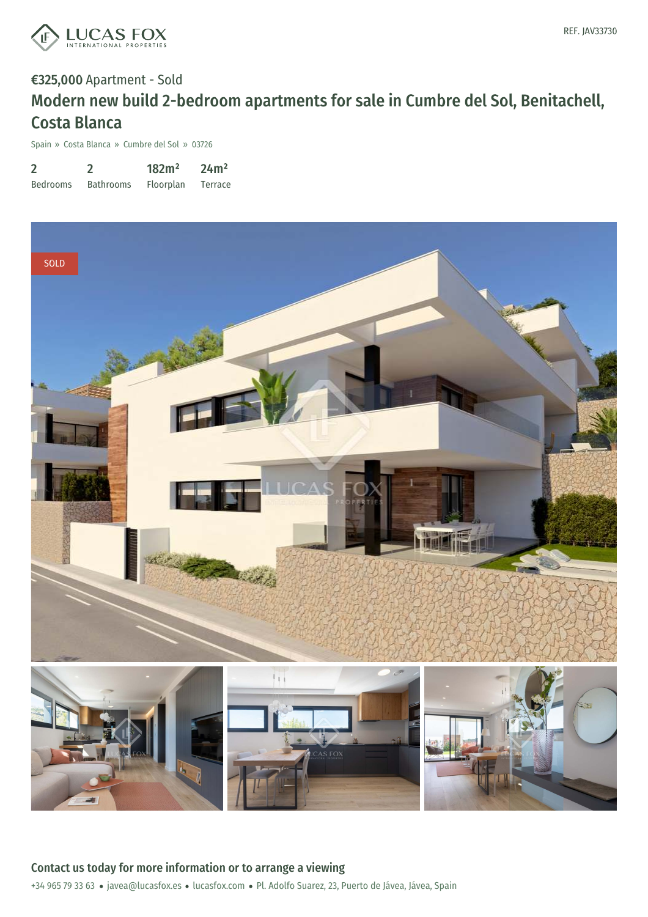REF. JAV33730

**€325,000** Apartment - Sold

# Modern new build 2-bedroom apartments for sale in Cumbre del Sol, Benitachell, Costa Blanca

Spain » Costa Blanca » Cumbre del Sol » 03726

| 2 | 2 | 182m² | 24m² |
|---|---|---|---|
| Bedrooms | Bathrooms | Floorplan | Terrace |

SOLD

## Contact us today for more information or to arrange a viewing

+34 965 79 33 63 • javea@lucasfox.es • lucasfox.com • Pl. Adolfo Suarez, 23, Puerto de Jávea, Jávea, Spain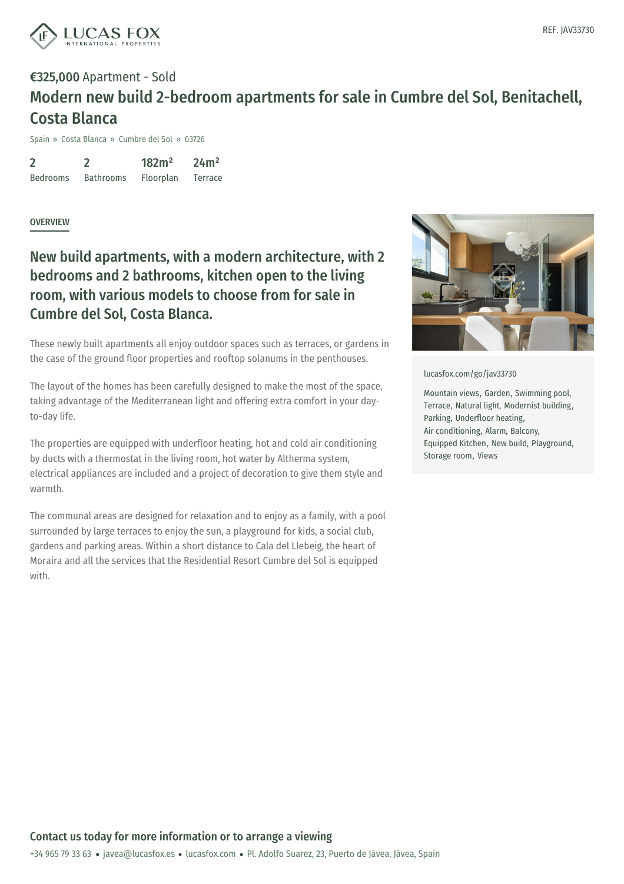REF. JAV33730

**€325,000** Apartment - Sold

# Modern new build 2-bedroom apartments for sale in Cumbre del Sol, Benitachell, Costa Blanca

Spain » Costa Blanca » Cumbre del Sol » 03726

| 2 | 2 | 182m² | 24m² |
|---|---|---|---|
| Bedrooms | Bathrooms | Floorplan | Terrace |

OVERVIEW

## New build apartments, with a modern architecture, with 2 bedrooms and 2 bathrooms, kitchen open to the living room, with various models to choose from for sale in Cumbre del Sol, Costa Blanca.

These newly built apartments all enjoy outdoor spaces such as terraces, or gardens in the case of the ground floor properties and rooftop solanums in the penthouses.

The layout of the homes has been carefully designed to make the most of the space, taking advantage of the Mediterranean light and offering extra comfort in your day-to-day life.

The properties are equipped with underfloor heating, hot and cold air conditioning by ducts with a thermostat in the living room, hot water by Altherma system, electrical appliances are included and a project of decoration to give them style and warmth.

The communal areas are designed for relaxation and to enjoy as a family, with a pool surrounded by large terraces to enjoy the sun, a playground for kids, a social club, gardens and parking areas. Within a short distance to Cala del Llebeig, the heart of Moraira and all the services that the Residential Resort Cumbre del Sol is equipped with.

lucasfox.com/go/jav33730

Mountain views, Garden, Swimming pool, Terrace, Natural light, Modernist building, Parking, Underfloor heating, Air conditioning, Alarm, Balcony, Equipped Kitchen, New build, Playground, Storage room, Views

**Contact us today for more information or to arrange a viewing**

+34 965 79 33 63 • javea@lucasfox.es • lucasfox.com • Pl. Adolfo Suarez, 23, Puerto de Jávea, Jávea, Spain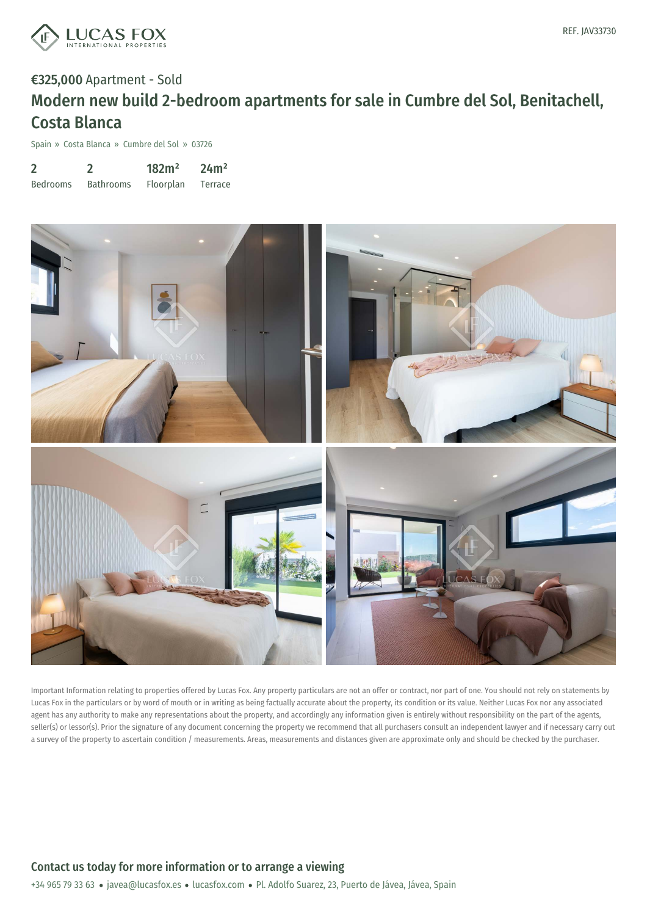REF. JAV33730

€325,000 Apartment - Sold

# Modern new build 2-bedroom apartments for sale in Cumbre del Sol, Benitachell, Costa Blanca

Spain » Costa Blanca » Cumbre del Sol » 03726

| 2 | 2 | 182m² | 24m² |
| --- | --- | --- | --- |
| Bedrooms | Bathrooms | Floorplan | Terrace |

Important Information relating to properties offered by Lucas Fox. Any property particulars are not an offer or contract, nor part of one. You should not rely on statements by Lucas Fox in the particulars or by word of mouth or in writing as being factually accurate about the property, its condition or its value. Neither Lucas Fox nor any associated agent has any authority to make any representations about the property, and accordingly any information given is entirely without responsibility on the part of the agents, seller(s) or lessor(s). Prior the signature of any document concerning the property we recommend that all purchasers consult an independent lawyer and if necessary carry out a survey of the property to ascertain condition / measurements. Areas, measurements and distances given are approximate only and should be checked by the purchaser.

## Contact us today for more information or to arrange a viewing

+34 965 79 33 63 • javea@lucasfox.es • lucasfox.com • Pl. Adolfo Suarez, 23, Puerto de Jávea, Jávea, Spain